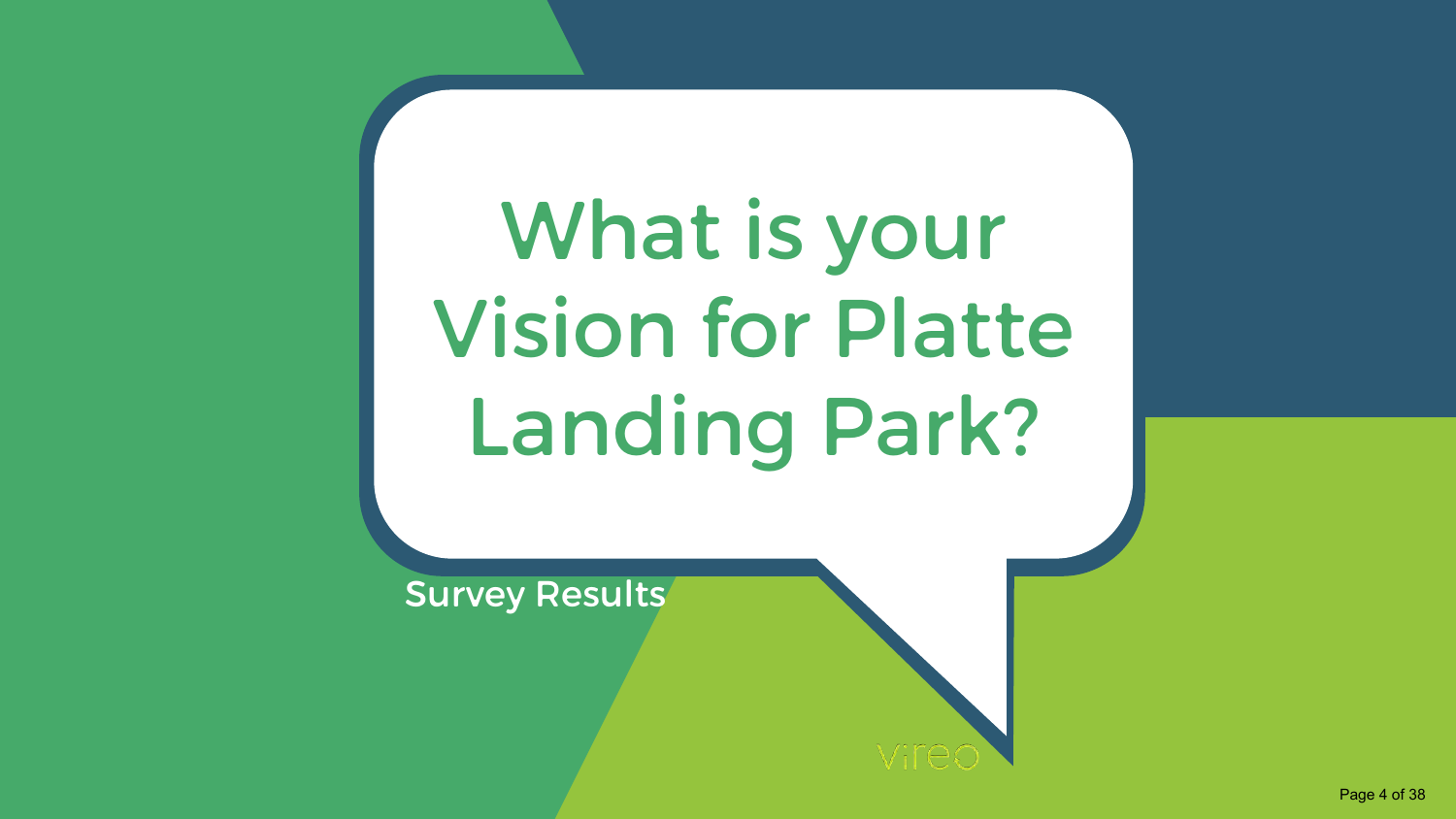# What is your Vision for Platte Landing Park?

Survey Results

vireo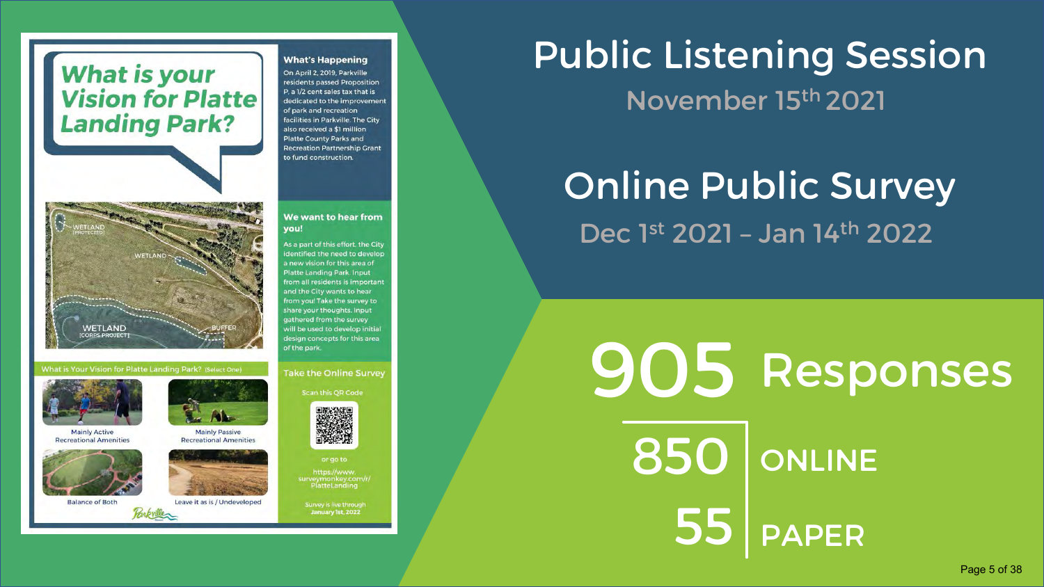# What is your Vision for Platte Landing Park?

### What's Happening

On April 2, 2019, Parkville residents passed Proposition P, a 1/2 cent sales tax that is dedicated to the improvement of park and recreation facilities in Parkville. The City also received a $1 million Platte County Parks and Recreation Partnership Grant to fund construction.

### We want to hear from you!

As a part of this effort, the City identified the need to develop a new vision for this area of Platte Landing Park. Input from all residents is important and the City wants to hear from you! Take the survey to share your thoughts. Input gathered from the survey will be used to develop initial design concepts for this area of the park.

WETLAND (PROTECTED)

WETLAND

WETLAND (CORPS PROJECT)

BUFFER

### What is Your Vision for Platte Landing Park? (Select One)

- Mainly Active Recreational Amenities
- Mainly Passive Recreational Amenities
- Balance of Both
- Leave it as is / Undeveloped

### Take the Online Survey

Scan this QR Code

or go to

https://www.surveymonkey.com/r/PlatteLanding

Survey is live through January 1st, 2022

Parkville

# Public Listening Session

November 15th 2021

# Online Public Survey

Dec 1st 2021 – Jan 14th 2022

# 905 Responses

| | |
|---|---|
| 850 | ONLINE |
| 55 | PAPER |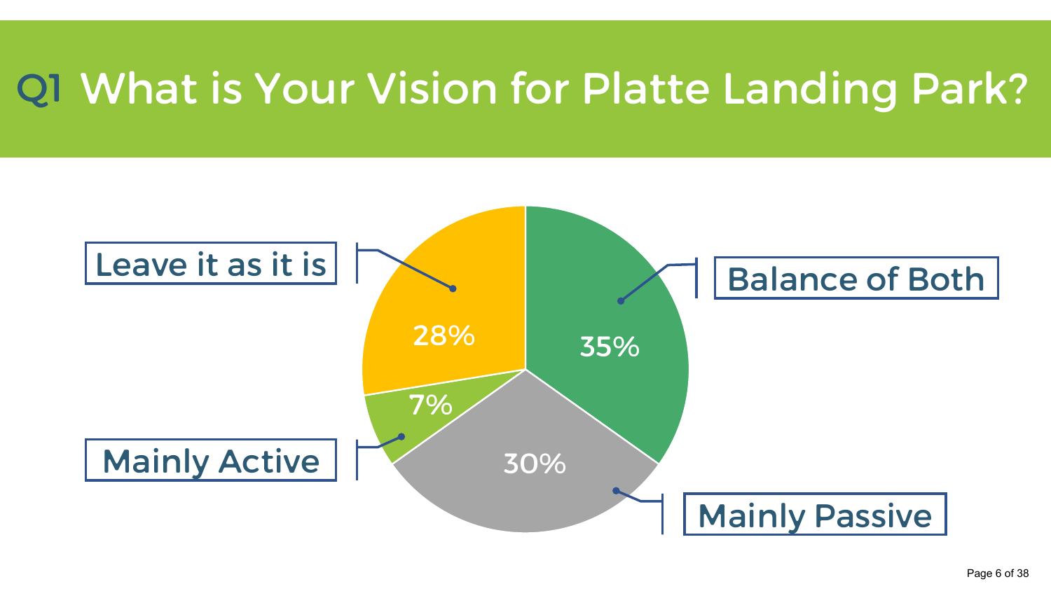# Q1 What is Your Vision for Platte Landing Park?

| Response | Percentage |
| --- | --- |
| Balance of Both | 35% |
| Mainly Passive | 30% |
| Leave it as it is | 28% |
| Mainly Active | 7% |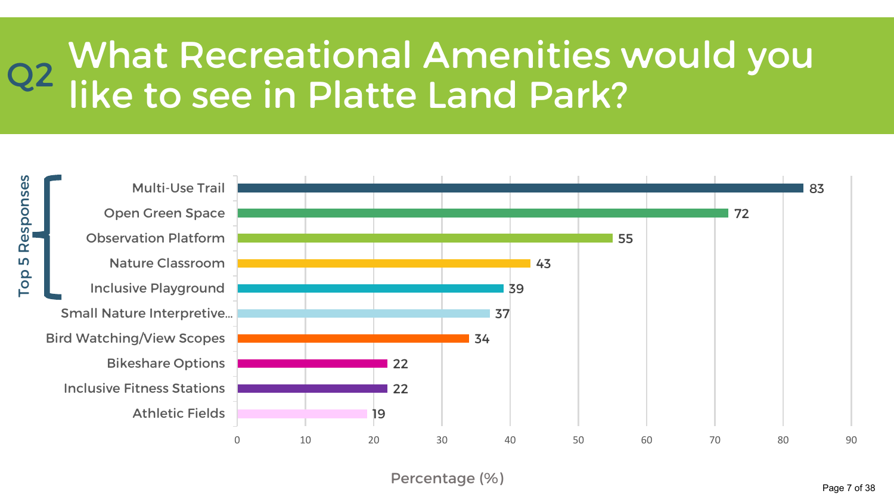# Q2 What Recreational Amenities would you like to see in Platte Land Park?

Top 5 Responses

| Amenity | Percentage (%) |
|---|---|
| Multi-Use Trail | 83 |
| Open Green Space | 72 |
| Observation Platform | 55 |
| Nature Classroom | 43 |
| Inclusive Playground | 39 |
| Small Nature Interpretive... | 37 |
| Bird Watching/View Scopes | 34 |
| Bikeshare Options | 22 |
| Inclusive Fitness Stations | 22 |
| Athletic Fields | 19 |

Percentage (%)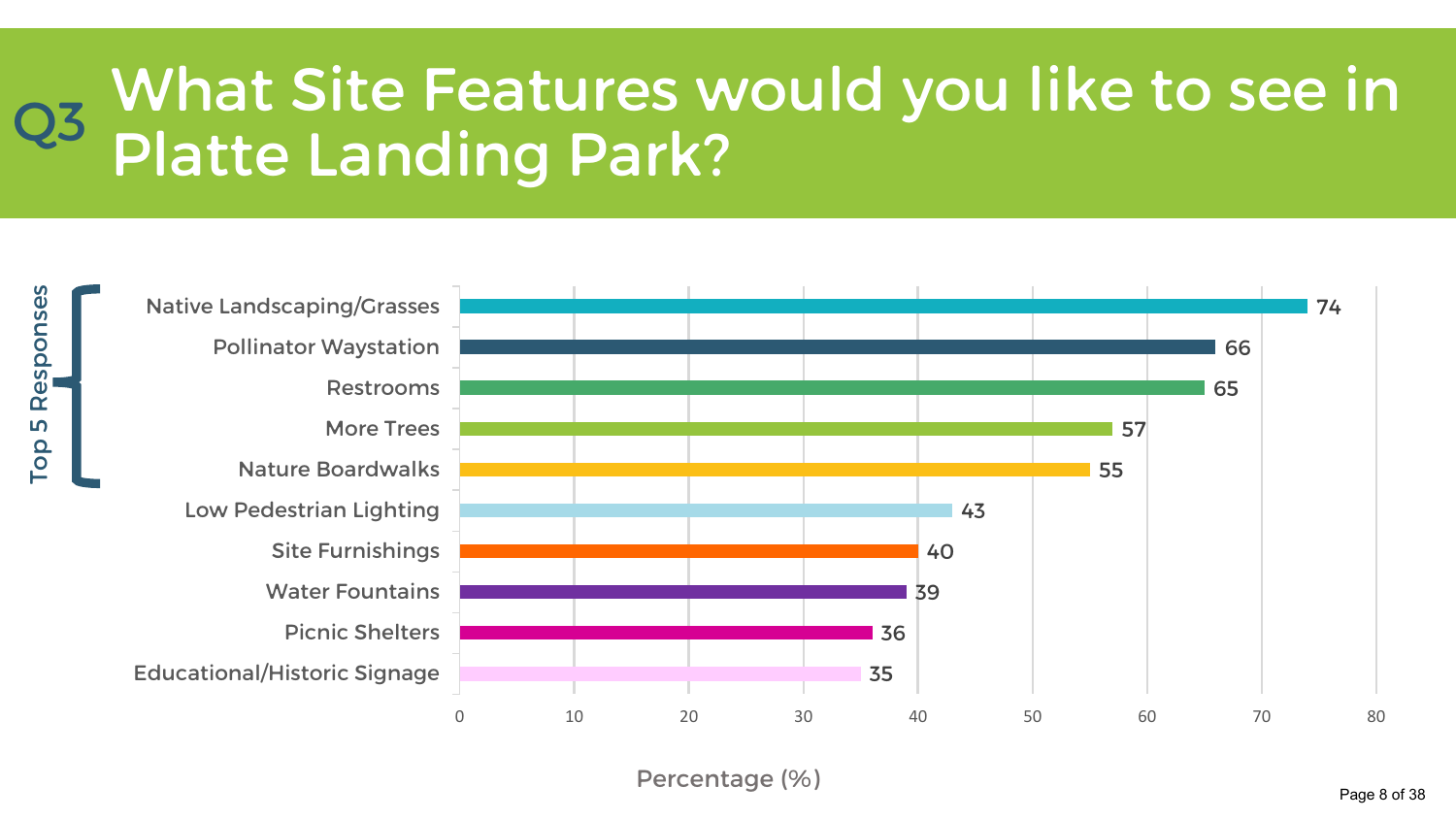# Q3 What Site Features would you like to see in Platte Landing Park?

**Top 5 Responses**

| Site Feature | Percentage (%) |
|---|---|
| Native Landscaping/Grasses | 74 |
| Pollinator Waystation | 66 |
| Restrooms | 65 |
| More Trees | 57 |
| Nature Boardwalks | 55 |
| Low Pedestrian Lighting | 43 |
| Site Furnishings | 40 |
| Water Fountains | 39 |
| Picnic Shelters | 36 |
| Educational/Historic Signage | 35 |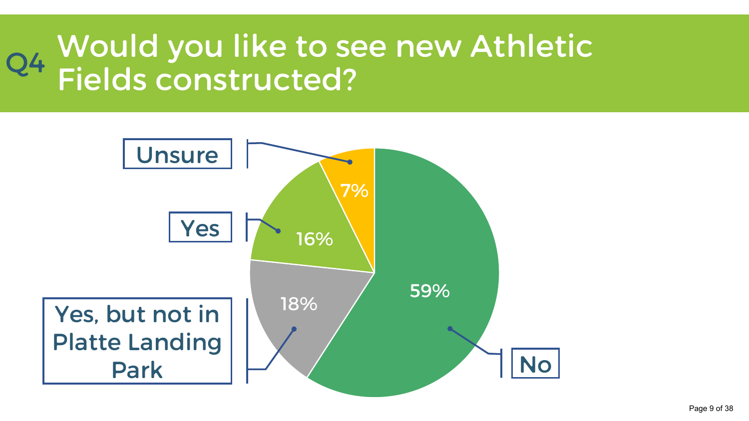## Q4 Would you like to see new Athletic Fields constructed?

| Response | Percentage |
| --- | --- |
| No | 59% |
| Yes, but not in Platte Landing Park | 18% |
| Yes | 16% |
| Unsure | 7% |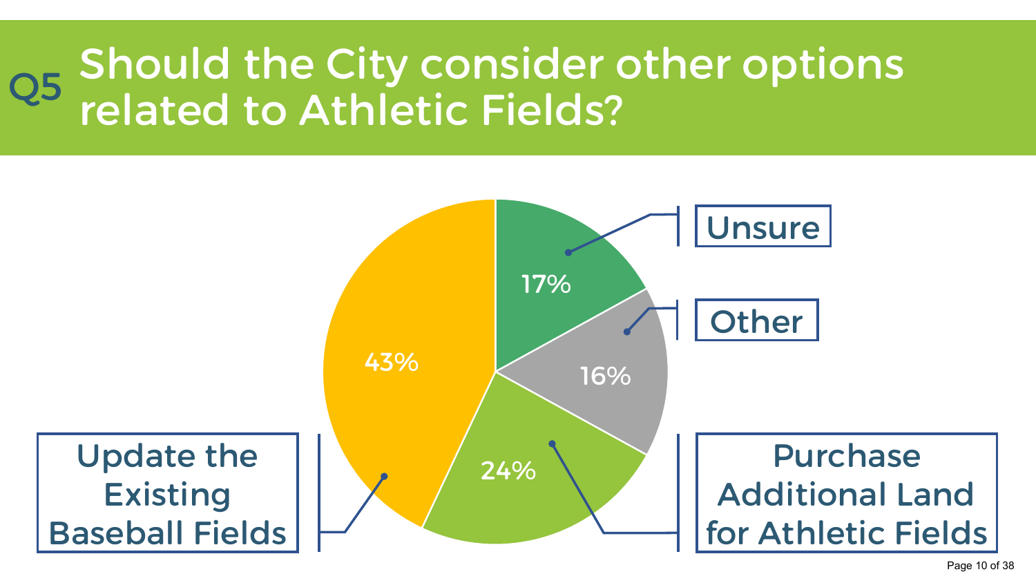# Q5 Should the City consider other options related to Athletic Fields?

| Response | Percentage |
| --- | --- |
| Update the Existing Baseball Fields | 43% |
| Purchase Additional Land for Athletic Fields | 24% |
| Unsure | 17% |
| Other | 16% |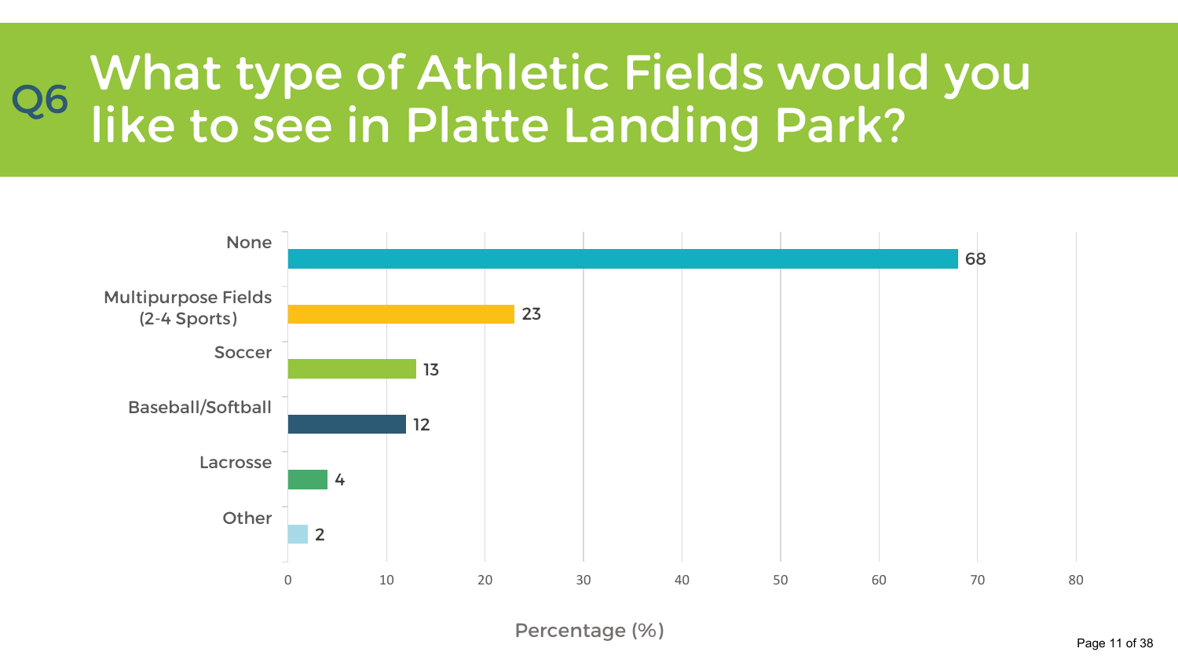# Q6 What type of Athletic Fields would you like to see in Platte Landing Park?

| Response | Percentage (%) |
|---|---|
| None | 68 |
| Multipurpose Fields (2-4 Sports) | 23 |
| Soccer | 13 |
| Baseball/Softball | 12 |
| Lacrosse | 4 |
| Other | 2 |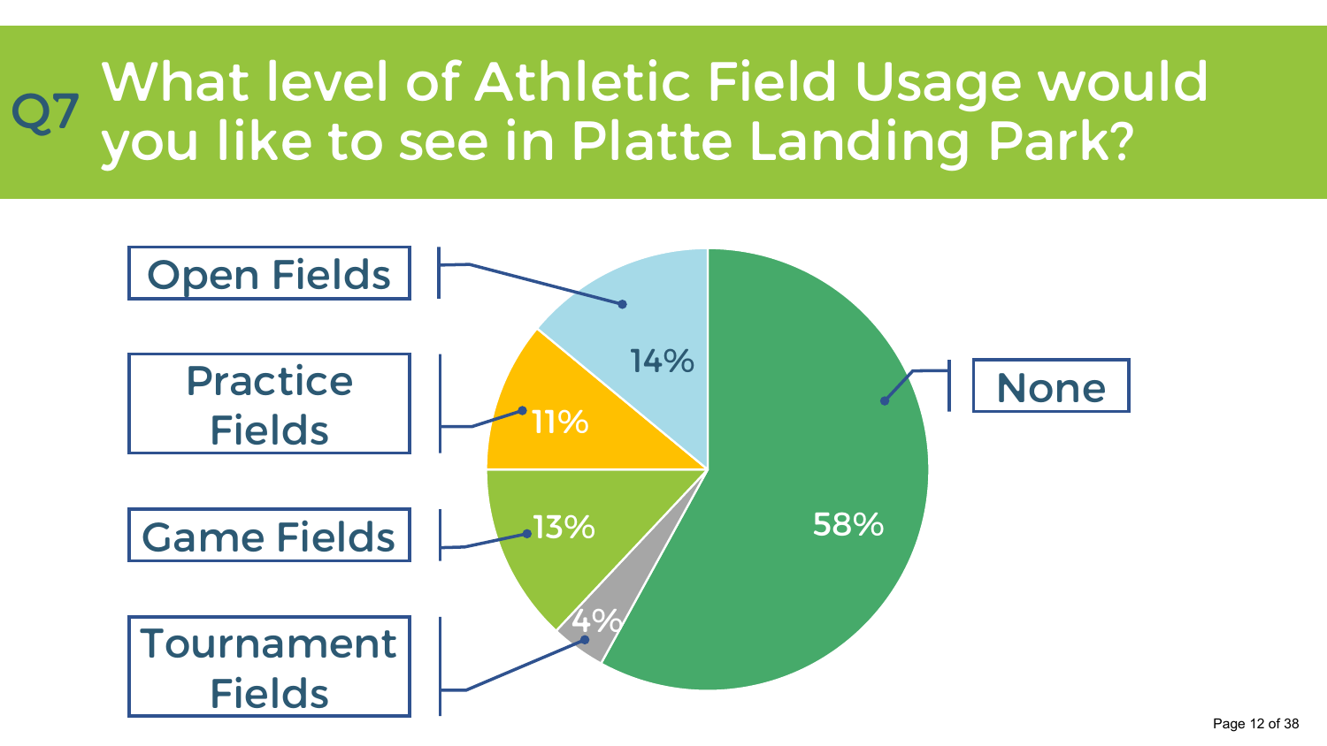# Q7 What level of Athletic Field Usage would you like to see in Platte Landing Park?

| Response | Percentage |
| --- | --- |
| Open Fields | 14% |
| Practice Fields | 11% |
| Game Fields | 13% |
| Tournament Fields | 4% |
| None | 58% |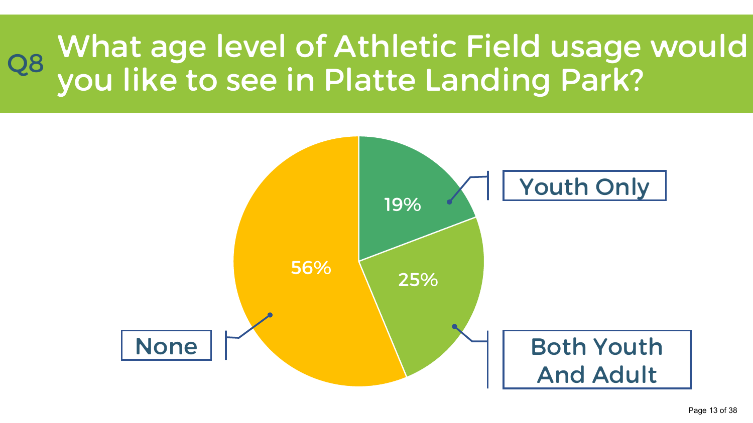## Q8 What age level of Athletic Field usage would you like to see in Platte Landing Park?

| Response | Percentage |
|---|---|
| Youth Only | 19% |
| Both Youth And Adult | 25% |
| None | 56% |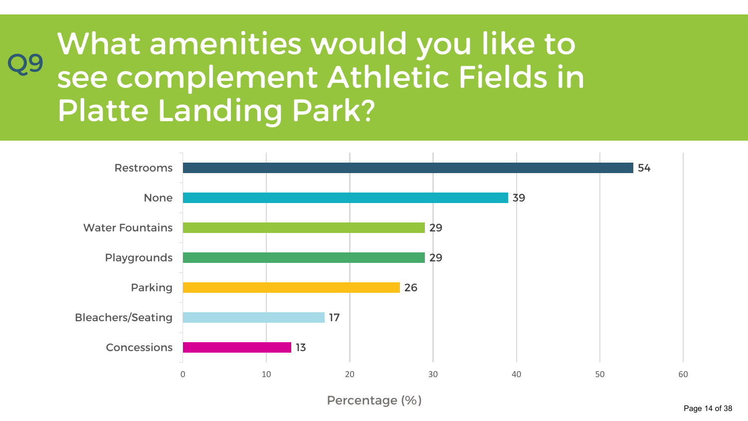# Q9 What amenities would you like to see complement Athletic Fields in Platte Landing Park?

| Amenity | Percentage (%) |
|---|---|
| Restrooms | 54 |
| None | 39 |
| Water Fountains | 29 |
| Playgrounds | 29 |
| Parking | 26 |
| Bleachers/Seating | 17 |
| Concessions | 13 |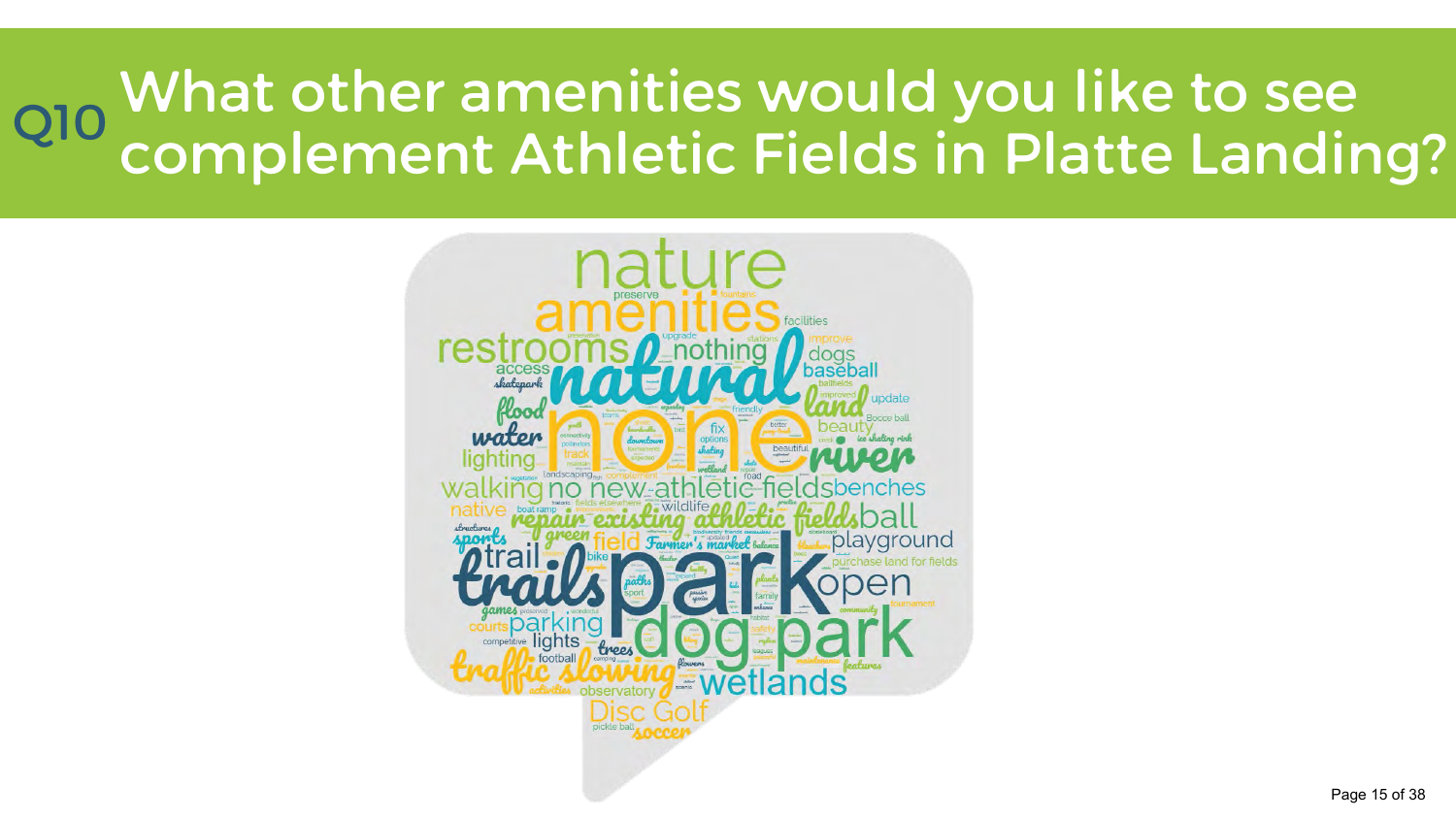# Q10 What other amenities would you like to see complement Athletic Fields in Platte Landing?

nature
amenities
restrooms
natural
nothing
none
park
dog park
trails
trail
traffic slowing
wetlands
Disc Golf
soccer
pickle ball
observatory
activities
football
trees
lights
parking
courts
competitive
games
sports
structures
native
walking
no new athletic fields
benches
repair existing athletic fields
ball
playground
purchase land for fields
open
community
tournament
family
Farmer's market
green
field
bike
paths
sport
wildlife
fields elsewhere
boat ramp
landscaping
lighting
water
flood
skatepark
access
dogs
baseball
ballfields
land
improved
update
beauty
Bocce ball
ice skating rink
river
beautiful
fix
options
skating
downtown
friendly
wetland
road
track
connectivity
pollinators
complement
upgrade
improve
stations
facilities
preserve
fountains
vegetation
flowers
features
safety
maintenance
camping
scenic
preserved
plants
passive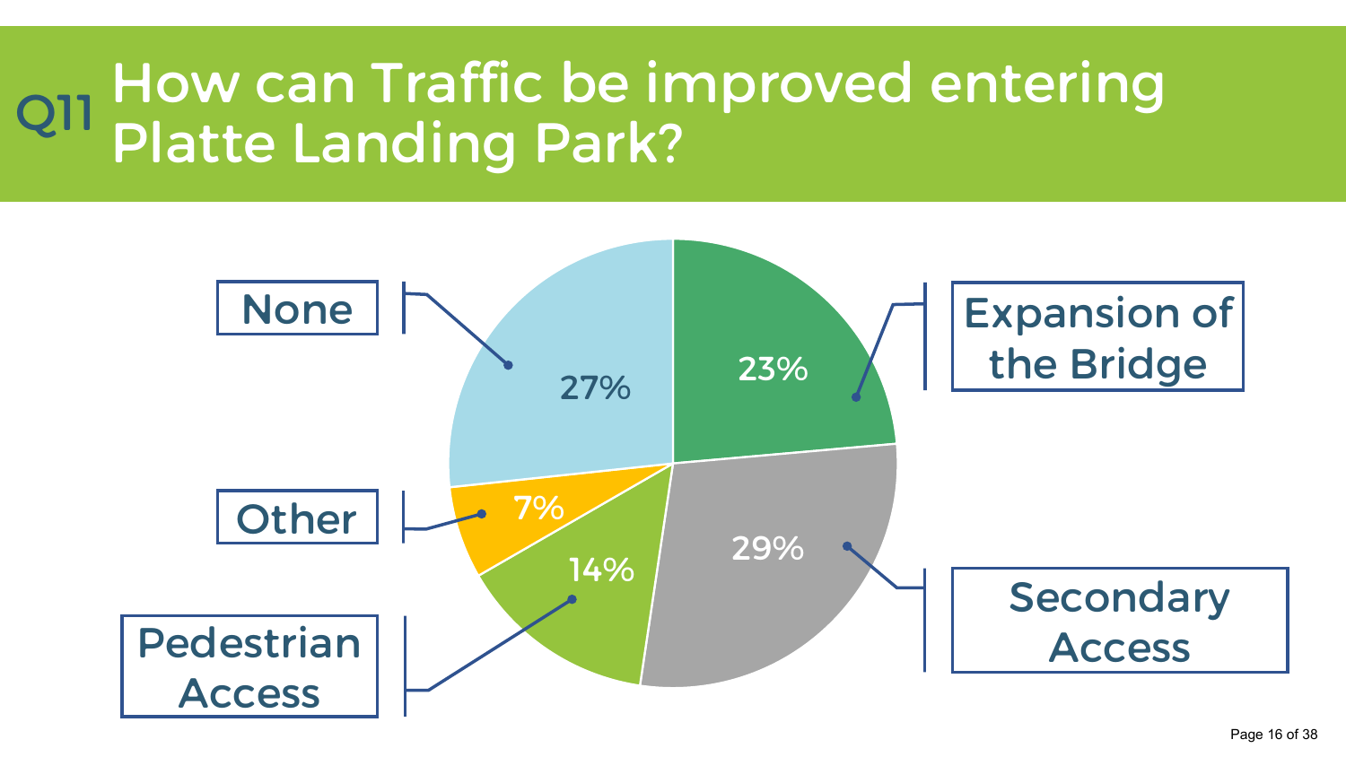# Q11 How can Traffic be improved entering Platte Landing Park?

| Response | Percentage |
| --- | --- |
| None | 27% |
| Expansion of the Bridge | 23% |
| Secondary Access | 29% |
| Pedestrian Access | 14% |
| Other | 7% |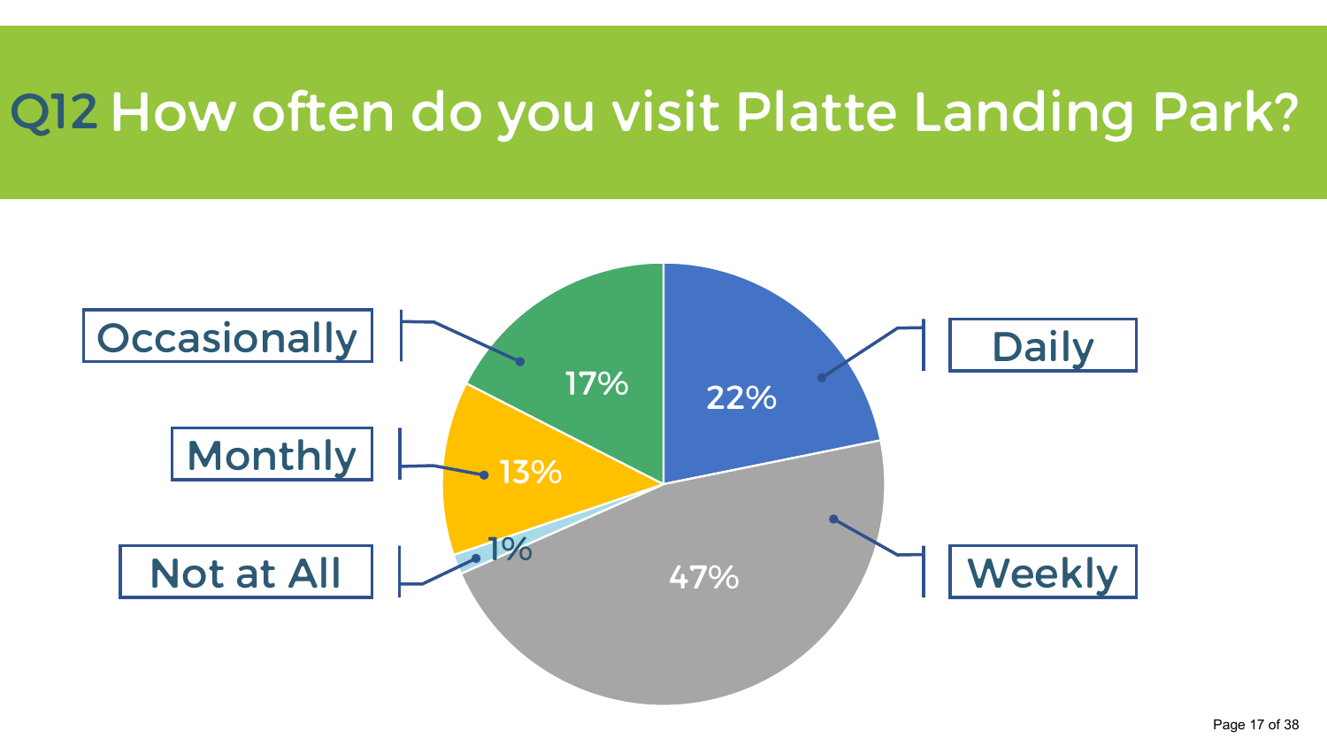# Q12 How often do you visit Platte Landing Park?

| Response | Percentage |
| --- | --- |
| Daily | 22% |
| Weekly | 47% |
| Not at All | 1% |
| Monthly | 13% |
| Occasionally | 17% |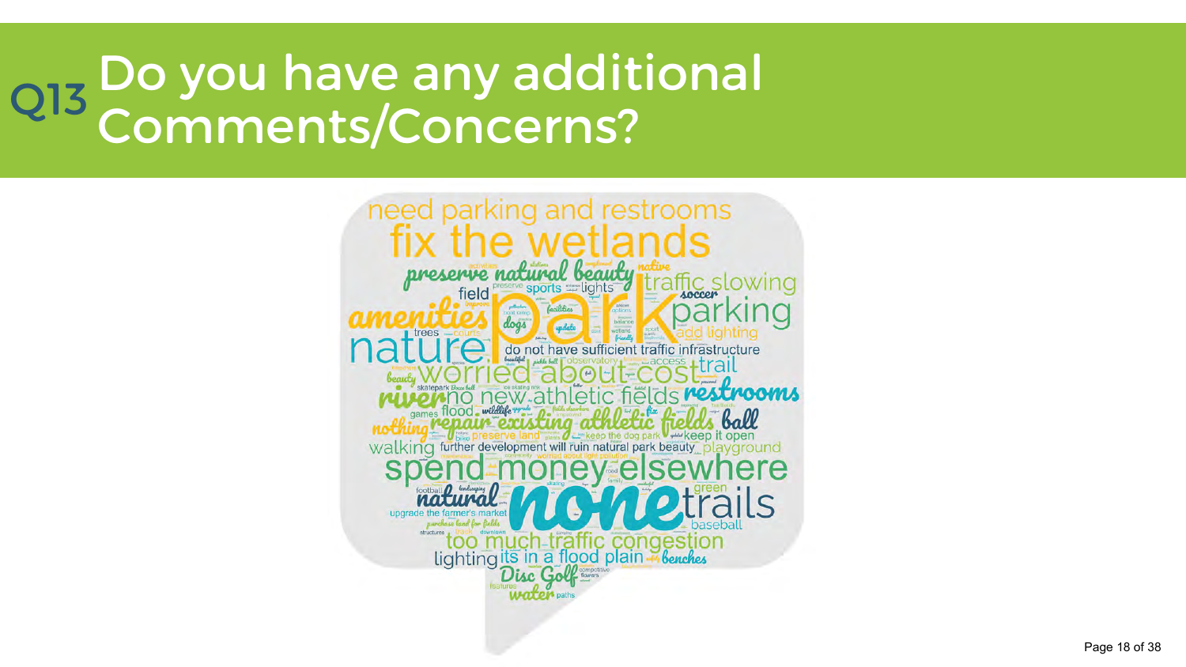# Q13 Do you have any additional Comments/Concerns?

need parking and restrooms
fix the wetlands
preserve natural beauty
native
traffic slowing
field
sports
lights
soccer
amenities
park
parking
dogs
facilities
update
trees
add lighting
nature
do not have sufficient traffic infrastructure
beauty
observatory
access
trail
worried about cost
skatepark
river
no new athletic fields
restrooms
games
flood
wildlife
nothing
repair existing athletic fields
ball
preserve land
keep the dog park
keep it open
walking
further development will ruin natural park beauty
playground
spend money elsewhere
football
natural
none
green
trails
upgrade the farmer's market
purchase land for fields
baseball
structures
downtown
too much traffic congestion
lighting
its in a flood plain
benches
Disc Golf
competitive
flowers
features
water
paths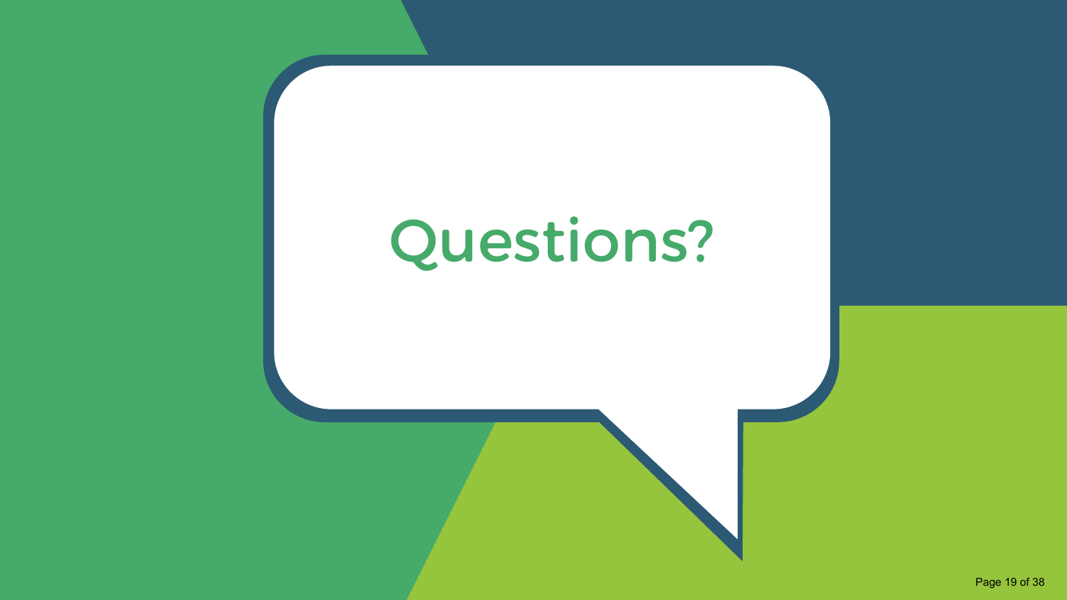# Questions?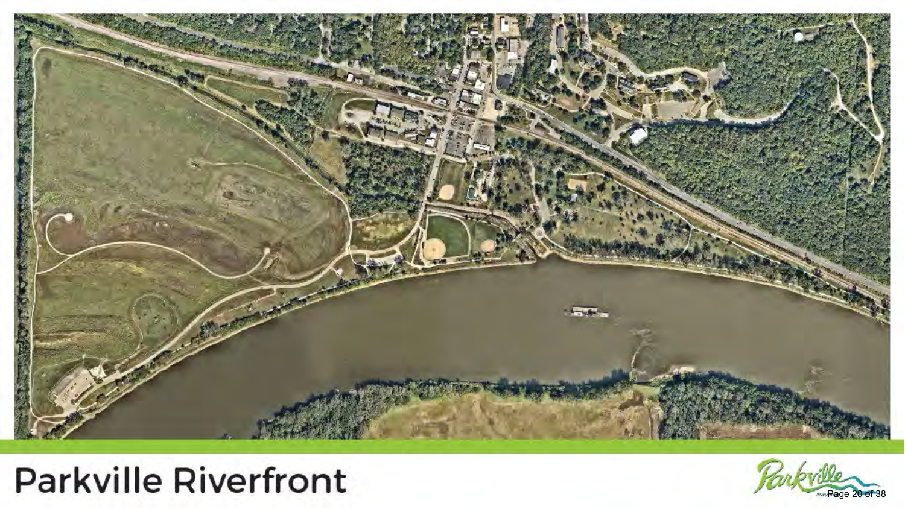# Parkville Riverfront